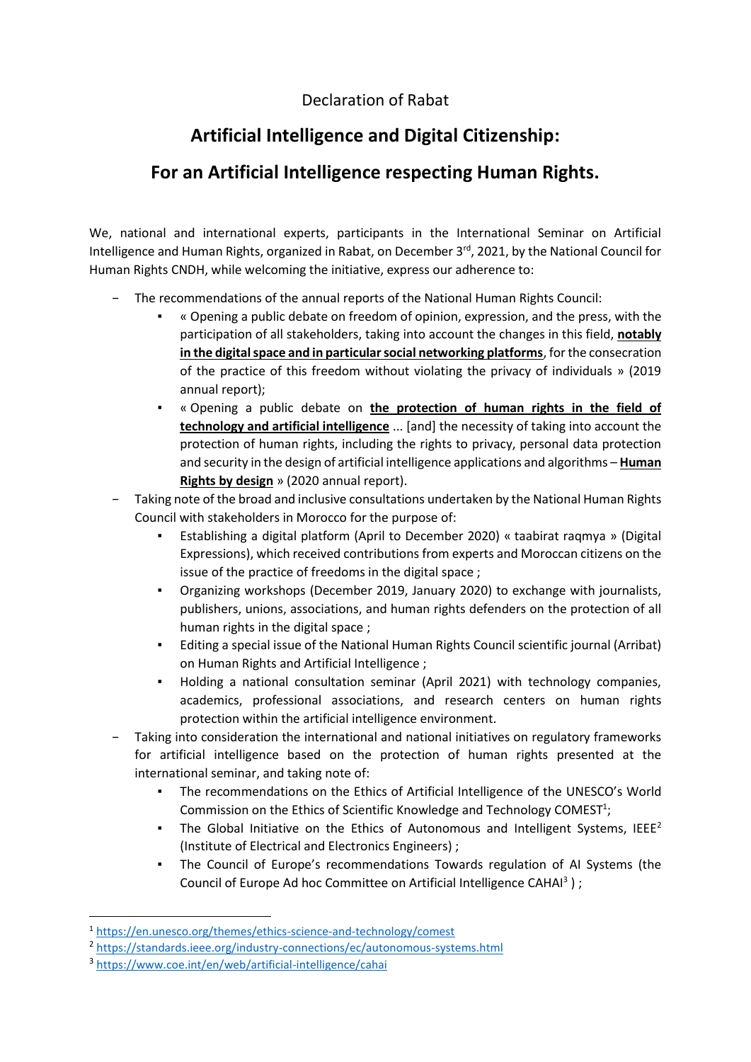Declaration of Rabat

# Artificial Intelligence and Digital Citizenship:

# For an Artificial Intelligence respecting Human Rights.

We, national and international experts, participants in the International Seminar on Artificial Intelligence and Human Rights, organized in Rabat, on December 3rd, 2021, by the National Council for Human Rights CNDH, while welcoming the initiative, express our adherence to:

- The recommendations of the annual reports of the National Human Rights Council:
  - « Opening a public debate on freedom of opinion, expression, and the press, with the participation of all stakeholders, taking into account the changes in this field, **notably in the digital space and in particular social networking platforms**, for the consecration of the practice of this freedom without violating the privacy of individuals » (2019 annual report);
  - « Opening a public debate on **the protection of human rights in the field of technology and artificial intelligence** ... [and] the necessity of taking into account the protection of human rights, including the rights to privacy, personal data protection and security in the design of artificial intelligence applications and algorithms – **Human Rights by design** » (2020 annual report).
- Taking note of the broad and inclusive consultations undertaken by the National Human Rights Council with stakeholders in Morocco for the purpose of:
  - Establishing a digital platform (April to December 2020) « taabirat raqmya » (Digital Expressions), which received contributions from experts and Moroccan citizens on the issue of the practice of freedoms in the digital space ;
  - Organizing workshops (December 2019, January 2020) to exchange with journalists, publishers, unions, associations, and human rights defenders on the protection of all human rights in the digital space ;
  - Editing a special issue of the National Human Rights Council scientific journal (Arribat) on Human Rights and Artificial Intelligence ;
  - Holding a national consultation seminar (April 2021) with technology companies, academics, professional associations, and research centers on human rights protection within the artificial intelligence environment.
- Taking into consideration the international and national initiatives on regulatory frameworks for artificial intelligence based on the protection of human rights presented at the international seminar, and taking note of:
  - The recommendations on the Ethics of Artificial Intelligence of the UNESCO's World Commission on the Ethics of Scientific Knowledge and Technology COMEST[1];
  - The Global Initiative on the Ethics of Autonomous and Intelligent Systems, IEEE[2] (Institute of Electrical and Electronics Engineers) ;
  - The Council of Europe's recommendations Towards regulation of AI Systems (the Council of Europe Ad hoc Committee on Artificial Intelligence CAHAI[3] ) ;

---

[1] https://en.unesco.org/themes/ethics-science-and-technology/comest

[2] https://standards.ieee.org/industry-connections/ec/autonomous-systems.html

[3] https://www.coe.int/en/web/artificial-intelligence/cahai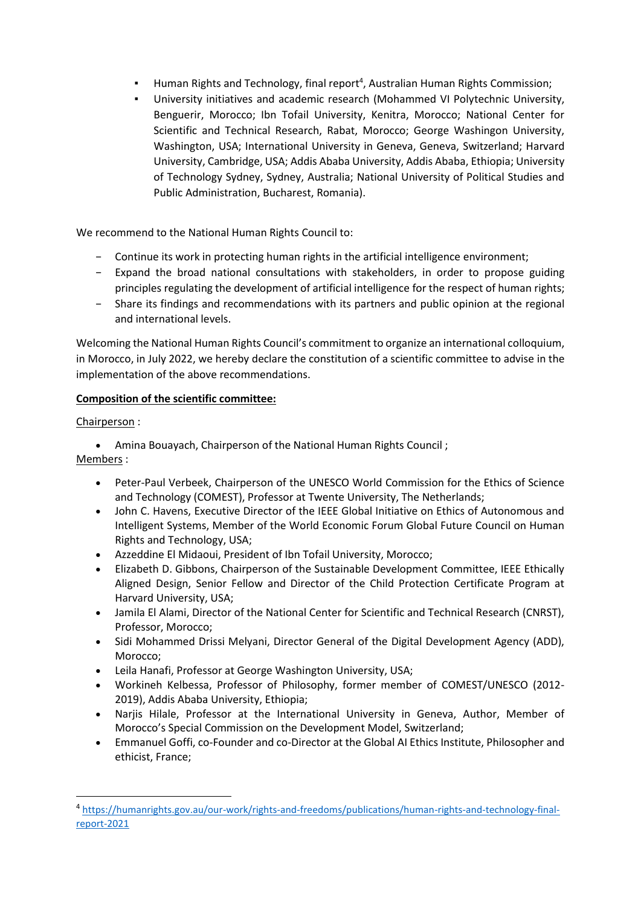- Human Rights and Technology, final report[4], Australian Human Rights Commission;
- University initiatives and academic research (Mohammed VI Polytechnic University, Benguerir, Morocco; Ibn Tofail University, Kenitra, Morocco; National Center for Scientific and Technical Research, Rabat, Morocco; George Washingon University, Washington, USA; International University in Geneva, Geneva, Switzerland; Harvard University, Cambridge, USA; Addis Ababa University, Addis Ababa, Ethiopia; University of Technology Sydney, Sydney, Australia; National University of Political Studies and Public Administration, Bucharest, Romania).

We recommend to the National Human Rights Council to:

- Continue its work in protecting human rights in the artificial intelligence environment;
- Expand the broad national consultations with stakeholders, in order to propose guiding principles regulating the development of artificial intelligence for the respect of human rights;
- Share its findings and recommendations with its partners and public opinion at the regional and international levels.

Welcoming the National Human Rights Council's commitment to organize an international colloquium, in Morocco, in July 2022, we hereby declare the constitution of a scientific committee to advise in the implementation of the above recommendations.

**Composition of the scientific committee:**

Chairperson :

- Amina Bouayach, Chairperson of the National Human Rights Council ;

Members :

- Peter-Paul Verbeek, Chairperson of the UNESCO World Commission for the Ethics of Science and Technology (COMEST), Professor at Twente University, The Netherlands;
- John C. Havens, Executive Director of the IEEE Global Initiative on Ethics of Autonomous and Intelligent Systems, Member of the World Economic Forum Global Future Council on Human Rights and Technology, USA;
- Azzeddine El Midaoui, President of Ibn Tofail University, Morocco;
- Elizabeth D. Gibbons, Chairperson of the Sustainable Development Committee, IEEE Ethically Aligned Design, Senior Fellow and Director of the Child Protection Certificate Program at Harvard University, USA;
- Jamila El Alami, Director of the National Center for Scientific and Technical Research (CNRST), Professor, Morocco;
- Sidi Mohammed Drissi Melyani, Director General of the Digital Development Agency (ADD), Morocco;
- Leila Hanafi, Professor at George Washington University, USA;
- Workineh Kelbessa, Professor of Philosophy, former member of COMEST/UNESCO (2012-2019), Addis Ababa University, Ethiopia;
- Narjis Hilale, Professor at the International University in Geneva, Author, Member of Morocco's Special Commission on the Development Model, Switzerland;
- Emmanuel Goffi, co-Founder and co-Director at the Global AI Ethics Institute, Philosopher and ethicist, France;

[4] https://humanrights.gov.au/our-work/rights-and-freedoms/publications/human-rights-and-technology-final-report-2021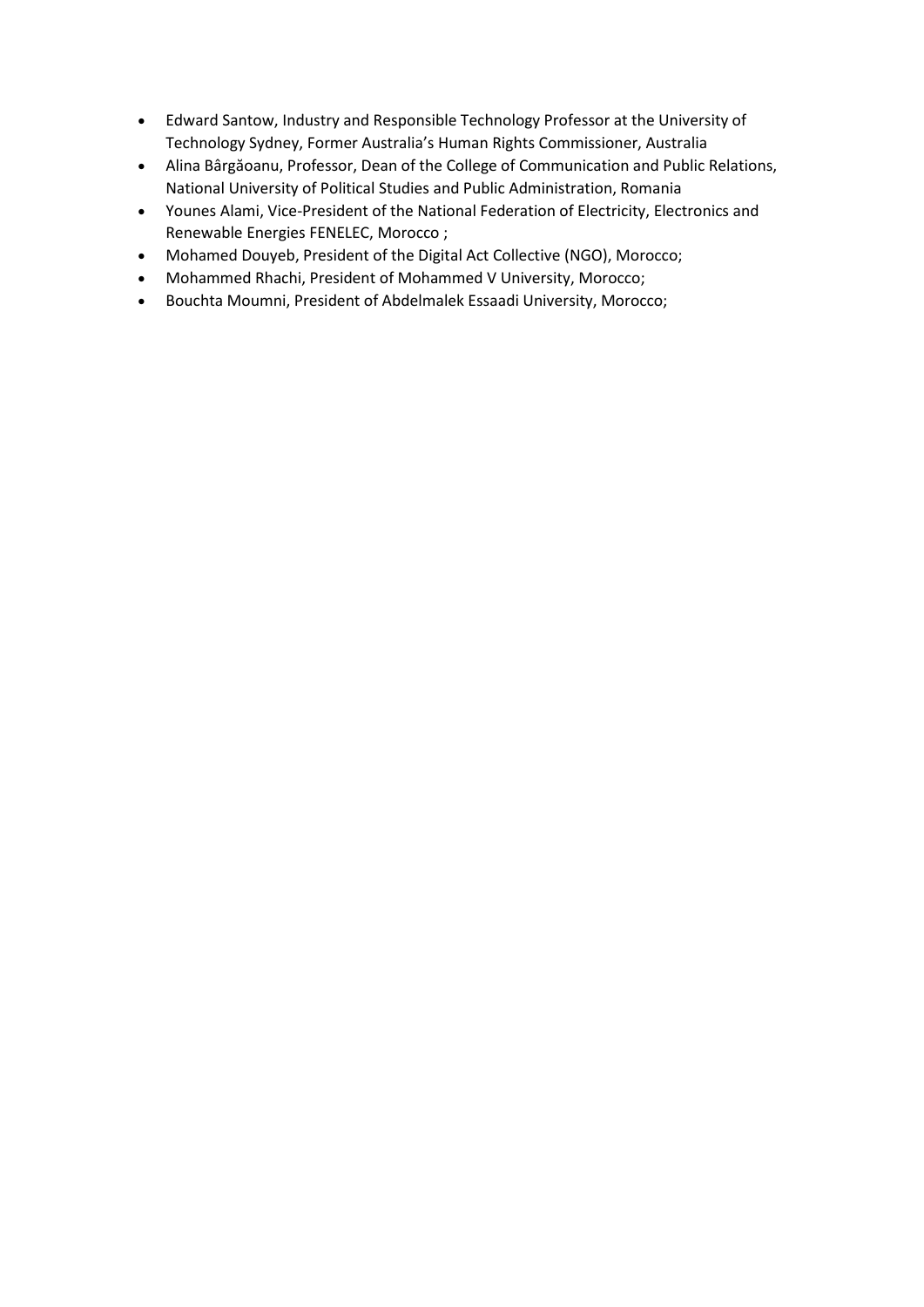- Edward Santow, Industry and Responsible Technology Professor at the University of Technology Sydney, Former Australia's Human Rights Commissioner, Australia
- Alina Bârgăoanu, Professor, Dean of the College of Communication and Public Relations, National University of Political Studies and Public Administration, Romania
- Younes Alami, Vice-President of the National Federation of Electricity, Electronics and Renewable Energies FENELEC, Morocco ;
- Mohamed Douyeb, President of the Digital Act Collective (NGO), Morocco;
- Mohammed Rhachi, President of Mohammed V University, Morocco;
- Bouchta Moumni, President of Abdelmalek Essaadi University, Morocco;